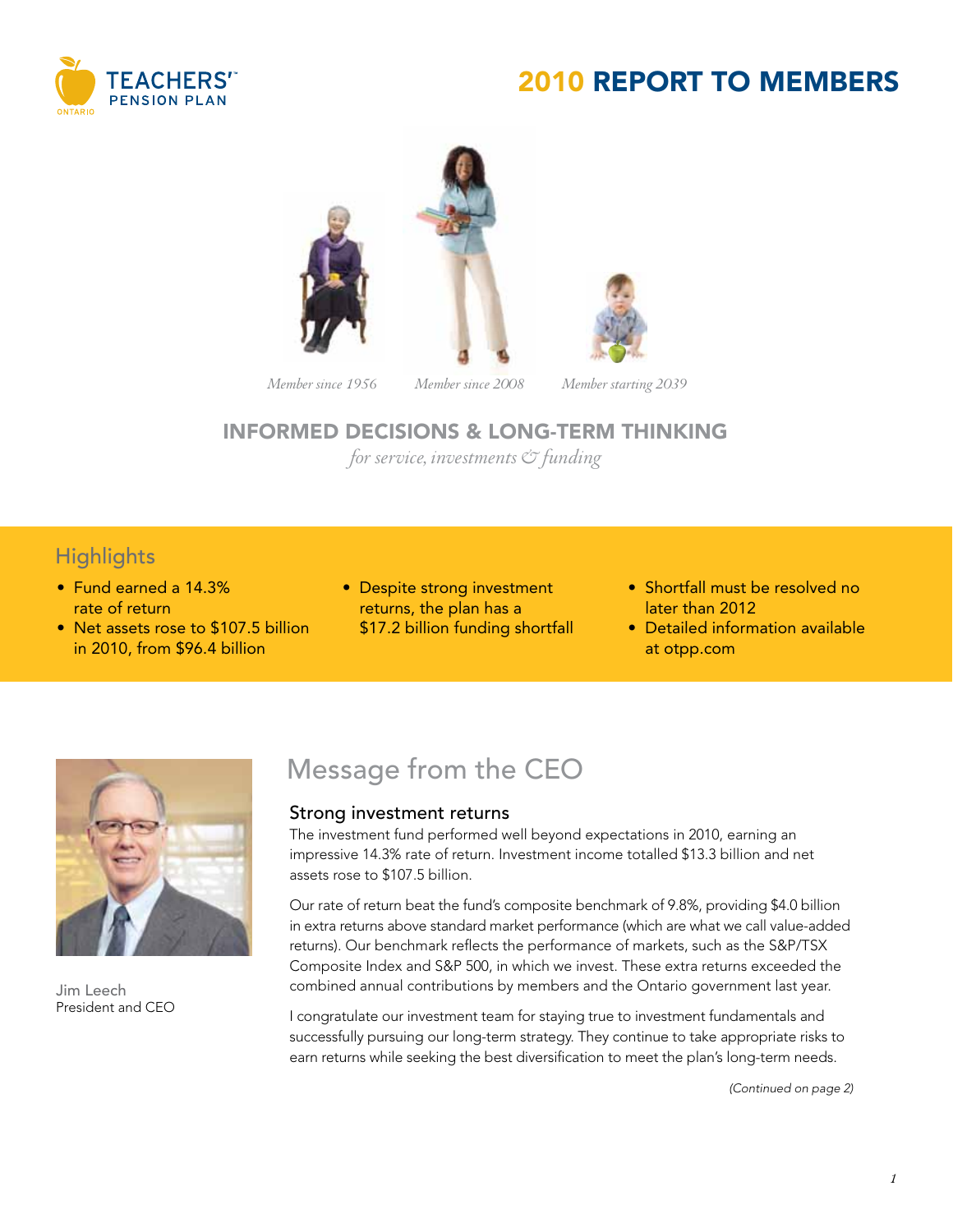TEACHERS' PENSION PLAN ONTARIO

# 2010 REPORT TO MEMBERS

*Member since 1956* *Member since 2008* *Member starting 2039*

## INFORMED DECISIONS & LONG-TERM THINKING

*for service, investments & funding*

## Highlights

- Fund earned a 14.3% rate of return
- Net assets rose to $107.5 billion in 2010, from $96.4 billion
- Despite strong investment returns, the plan has a $17.2 billion funding shortfall
- Shortfall must be resolved no later than 2012
- Detailed information available at otpp.com

## Message from the CEO

Jim Leech
President and CEO

### Strong investment returns

The investment fund performed well beyond expectations in 2010, earning an impressive 14.3% rate of return. Investment income totalled $13.3 billion and net assets rose to $107.5 billion.

Our rate of return beat the fund's composite benchmark of 9.8%, providing $4.0 billion in extra returns above standard market performance (which are what we call value-added returns). Our benchmark reflects the performance of markets, such as the S&P/TSX Composite Index and S&P 500, in which we invest. These extra returns exceeded the combined annual contributions by members and the Ontario government last year.

I congratulate our investment team for staying true to investment fundamentals and successfully pursuing our long-term strategy. They continue to take appropriate risks to earn returns while seeking the best diversification to meet the plan's long-term needs.

*(Continued on page 2)*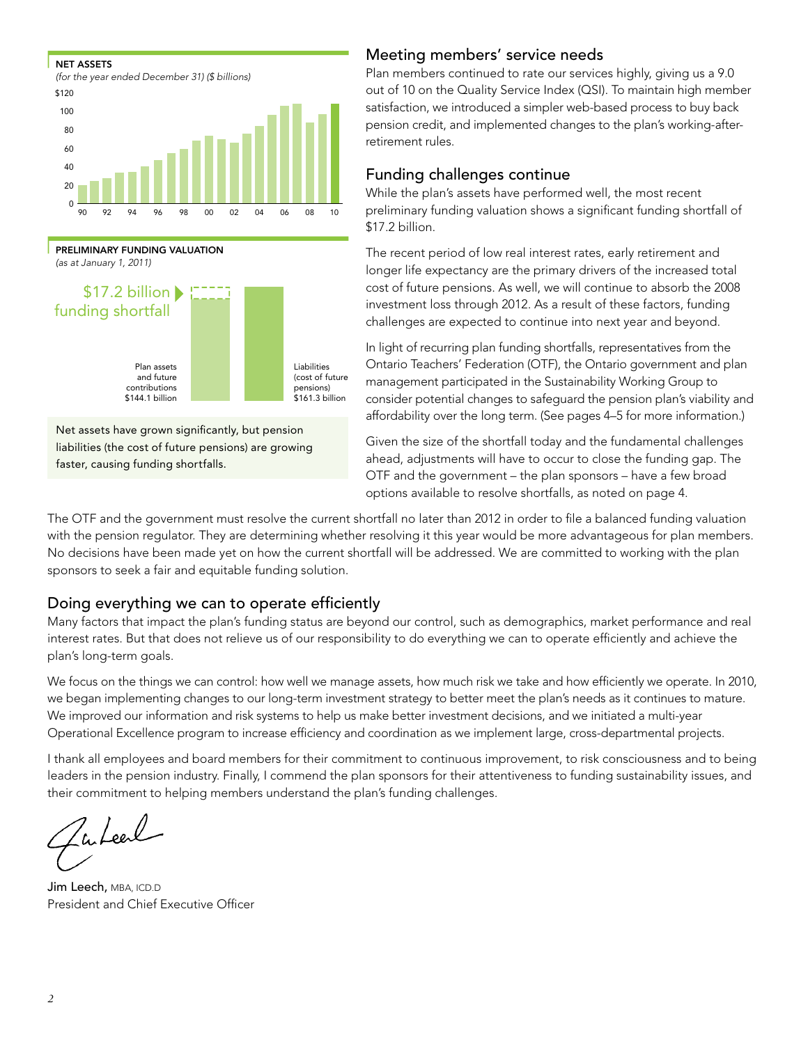**NET ASSETS**

*(for the year ended December 31) ($ billions)*

**PRELIMINARY FUNDING VALUATION**

*(as at January 1, 2011)*

$17.2 billion funding shortfall

Plan assets and future contributions $144.1 billion

Liabilities (cost of future pensions) $161.3 billion

Net assets have grown significantly, but pension liabilities (the cost of future pensions) are growing faster, causing funding shortfalls.

## Meeting members' service needs

Plan members continued to rate our services highly, giving us a 9.0 out of 10 on the Quality Service Index (QSI). To maintain high member satisfaction, we introduced a simpler web-based process to buy back pension credit, and implemented changes to the plan's working-after-retirement rules.

## Funding challenges continue

While the plan's assets have performed well, the most recent preliminary funding valuation shows a significant funding shortfall of $17.2 billion.

The recent period of low real interest rates, early retirement and longer life expectancy are the primary drivers of the increased total cost of future pensions. As well, we will continue to absorb the 2008 investment loss through 2012. As a result of these factors, funding challenges are expected to continue into next year and beyond.

In light of recurring plan funding shortfalls, representatives from the Ontario Teachers' Federation (OTF), the Ontario government and plan management participated in the Sustainability Working Group to consider potential changes to safeguard the pension plan's viability and affordability over the long term. (See pages 4–5 for more information.)

Given the size of the shortfall today and the fundamental challenges ahead, adjustments will have to occur to close the funding gap. The OTF and the government – the plan sponsors – have a few broad options available to resolve shortfalls, as noted on page 4.

The OTF and the government must resolve the current shortfall no later than 2012 in order to file a balanced funding valuation with the pension regulator. They are determining whether resolving it this year would be more advantageous for plan members. No decisions have been made yet on how the current shortfall will be addressed. We are committed to working with the plan sponsors to seek a fair and equitable funding solution.

## Doing everything we can to operate efficiently

Many factors that impact the plan's funding status are beyond our control, such as demographics, market performance and real interest rates. But that does not relieve us of our responsibility to do everything we can to operate efficiently and achieve the plan's long-term goals.

We focus on the things we can control: how well we manage assets, how much risk we take and how efficiently we operate. In 2010, we began implementing changes to our long-term investment strategy to better meet the plan's needs as it continues to mature. We improved our information and risk systems to help us make better investment decisions, and we initiated a multi-year Operational Excellence program to increase efficiency and coordination as we implement large, cross-departmental projects.

I thank all employees and board members for their commitment to continuous improvement, to risk consciousness and to being leaders in the pension industry. Finally, I commend the plan sponsors for their attentiveness to funding sustainability issues, and their commitment to helping members understand the plan's funding challenges.

**Jim Leech,** MBA, ICD.D
President and Chief Executive Officer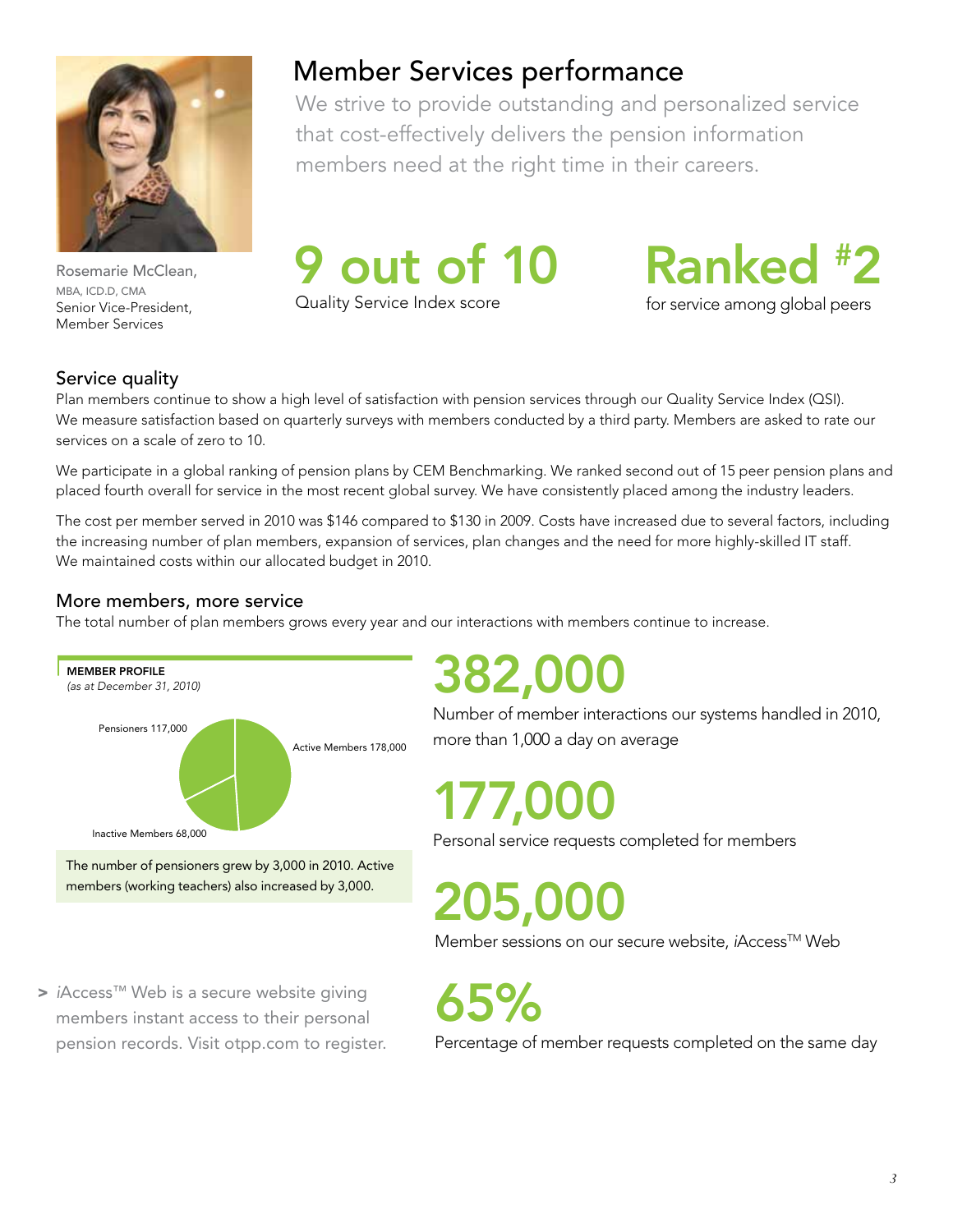Rosemarie McClean,
MBA, ICD.D, CMA
Senior Vice-President,
Member Services

# Member Services performance

We strive to provide outstanding and personalized service that cost-effectively delivers the pension information members need at the right time in their careers.

**9 out of 10**
Quality Service Index score

**Ranked #2**
for service among global peers

## Service quality

Plan members continue to show a high level of satisfaction with pension services through our Quality Service Index (QSI). We measure satisfaction based on quarterly surveys with members conducted by a third party. Members are asked to rate our services on a scale of zero to 10.

We participate in a global ranking of pension plans by CEM Benchmarking. We ranked second out of 15 peer pension plans and placed fourth overall for service in the most recent global survey. We have consistently placed among the industry leaders.

The cost per member served in 2010 was $146 compared to $130 in 2009. Costs have increased due to several factors, including the increasing number of plan members, expansion of services, plan changes and the need for more highly-skilled IT staff. We maintained costs within our allocated budget in 2010.

## More members, more service

The total number of plan members grows every year and our interactions with members continue to increase.

**MEMBER PROFILE**
*(as at December 31, 2010)*

- Active Members 178,000
- Pensioners 117,000
- Inactive Members 68,000

The number of pensioners grew by 3,000 in 2010. Active members (working teachers) also increased by 3,000.

**382,000**
Number of member interactions our systems handled in 2010, more than 1,000 a day on average

**177,000**
Personal service requests completed for members

**205,000**
Member sessions on our secure website, *i*Access™ Web

**65%**
Percentage of member requests completed on the same day

> *i*Access™ Web is a secure website giving members instant access to their personal pension records. Visit otpp.com to register.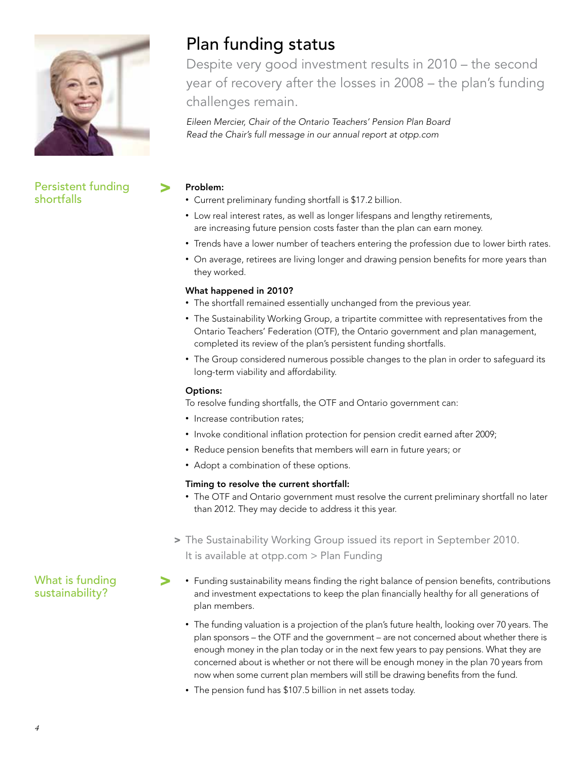# Plan funding status

Despite very good investment results in 2010 – the second year of recovery after the losses in 2008 – the plan's funding challenges remain.

*Eileen Mercier, Chair of the Ontario Teachers' Pension Plan Board*
*Read the Chair's full message in our annual report at otpp.com*

## Persistent funding shortfalls

**Problem:**

- Current preliminary funding shortfall is $17.2 billion.
- Low real interest rates, as well as longer lifespans and lengthy retirements, are increasing future pension costs faster than the plan can earn money.
- Trends have a lower number of teachers entering the profession due to lower birth rates.
- On average, retirees are living longer and drawing pension benefits for more years than they worked.

**What happened in 2010?**

- The shortfall remained essentially unchanged from the previous year.
- The Sustainability Working Group, a tripartite committee with representatives from the Ontario Teachers' Federation (OTF), the Ontario government and plan management, completed its review of the plan's persistent funding shortfalls.
- The Group considered numerous possible changes to the plan in order to safeguard its long-term viability and affordability.

**Options:**

To resolve funding shortfalls, the OTF and Ontario government can:

- Increase contribution rates;
- Invoke conditional inflation protection for pension credit earned after 2009;
- Reduce pension benefits that members will earn in future years; or
- Adopt a combination of these options.

**Timing to resolve the current shortfall:**

- The OTF and Ontario government must resolve the current preliminary shortfall no later than 2012. They may decide to address it this year.

> The Sustainability Working Group issued its report in September 2010. It is available at otpp.com > Plan Funding

## What is funding sustainability?

- Funding sustainability means finding the right balance of pension benefits, contributions and investment expectations to keep the plan financially healthy for all generations of plan members.
- The funding valuation is a projection of the plan's future health, looking over 70 years. The plan sponsors – the OTF and the government – are not concerned about whether there is enough money in the plan today or in the next few years to pay pensions. What they are concerned about is whether or not there will be enough money in the plan 70 years from now when some current plan members will still be drawing benefits from the fund.
- The pension fund has $107.5 billion in net assets today.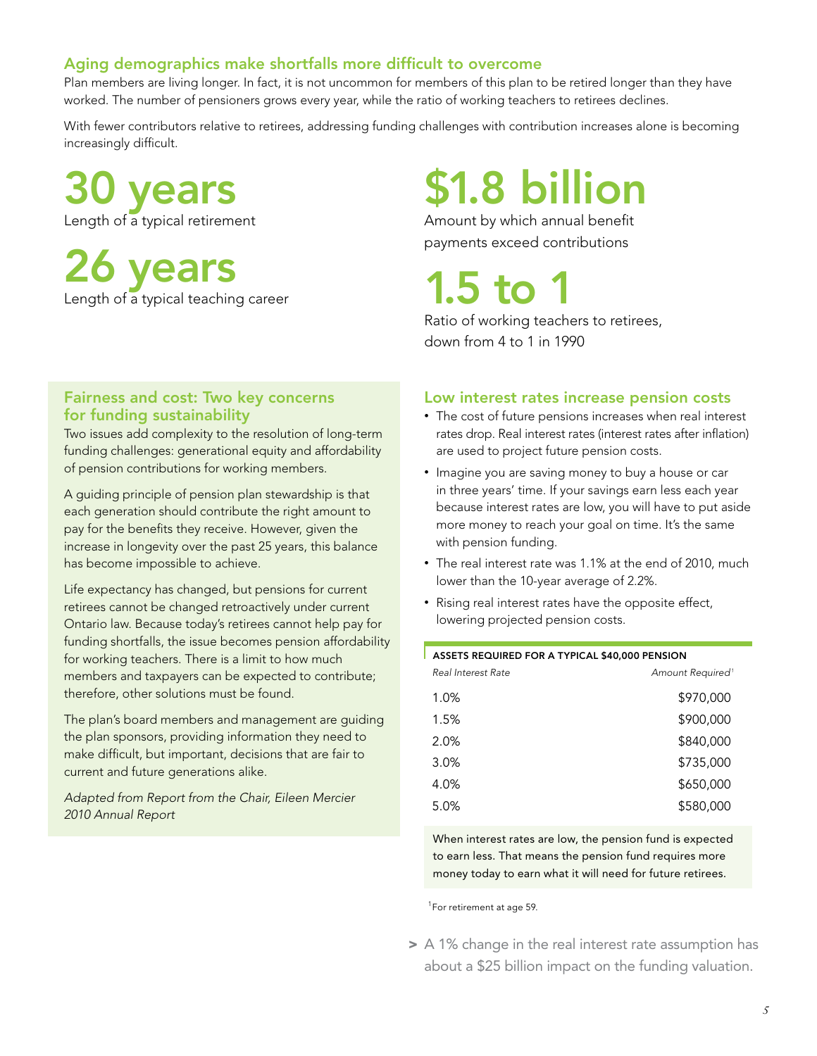## Aging demographics make shortfalls more difficult to overcome

Plan members are living longer. In fact, it is not uncommon for members of this plan to be retired longer than they have worked. The number of pensioners grows every year, while the ratio of working teachers to retirees declines.

With fewer contributors relative to retirees, addressing funding challenges with contribution increases alone is becoming increasingly difficult.

**30 years**
Length of a typical retirement

**26 years**
Length of a typical teaching career

**$1.8 billion**
Amount by which annual benefit payments exceed contributions

**1.5 to 1**
Ratio of working teachers to retirees, down from 4 to 1 in 1990

### Fairness and cost: Two key concerns for funding sustainability

Two issues add complexity to the resolution of long-term funding challenges: generational equity and affordability of pension contributions for working members.

A guiding principle of pension plan stewardship is that each generation should contribute the right amount to pay for the benefits they receive. However, given the increase in longevity over the past 25 years, this balance has become impossible to achieve.

Life expectancy has changed, but pensions for current retirees cannot be changed retroactively under current Ontario law. Because today's retirees cannot help pay for funding shortfalls, the issue becomes pension affordability for working teachers. There is a limit to how much members and taxpayers can be expected to contribute; therefore, other solutions must be found.

The plan's board members and management are guiding the plan sponsors, providing information they need to make difficult, but important, decisions that are fair to current and future generations alike.

*Adapted from Report from the Chair, Eileen Mercier 2010 Annual Report*

### Low interest rates increase pension costs

- The cost of future pensions increases when real interest rates drop. Real interest rates (interest rates after inflation) are used to project future pension costs.
- Imagine you are saving money to buy a house or car in three years' time. If your savings earn less each year because interest rates are low, you will have to put aside more money to reach your goal on time. It's the same with pension funding.
- The real interest rate was 1.1% at the end of 2010, much lower than the 10-year average of 2.2%.
- Rising real interest rates have the opposite effect, lowering projected pension costs.

**ASSETS REQUIRED FOR A TYPICAL $40,000 PENSION**

| *Real Interest Rate* | *Amount Required*[1] |
|---|---|
| 1.0% | $970,000 |
| 1.5% | $900,000 |
| 2.0% | $840,000 |
| 3.0% | $735,000 |
| 4.0% | $650,000 |
| 5.0% | $580,000 |

When interest rates are low, the pension fund is expected to earn less. That means the pension fund requires more money today to earn what it will need for future retirees.

[1] For retirement at age 59.

> A 1% change in the real interest rate assumption has about a $25 billion impact on the funding valuation.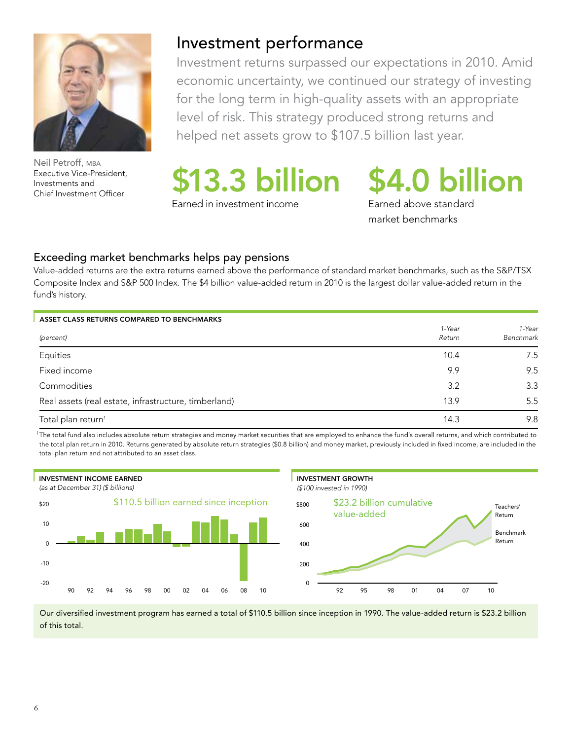Neil Petroff, MBA
Executive Vice-President, Investments and Chief Investment Officer

# Investment performance

Investment returns surpassed our expectations in 2010. Amid economic uncertainty, we continued our strategy of investing for the long term in high-quality assets with an appropriate level of risk. This strategy produced strong returns and helped net assets grow to $107.5 billion last year.

**$13.3 billion**
Earned in investment income

**$4.0 billion**
Earned above standard market benchmarks

## Exceeding market benchmarks helps pay pensions

Value-added returns are the extra returns earned above the performance of standard market benchmarks, such as the S&P/TSX Composite Index and S&P 500 Index. The $4 billion value-added return in 2010 is the largest dollar value-added return in the fund's history.

**ASSET CLASS RETURNS COMPARED TO BENCHMARKS**

| *(percent)* | *1-Year Return* | *1-Year Benchmark* |
|---|---|---|
| Equities | 10.4 | 7.5 |
| Fixed income | 9.9 | 9.5 |
| Commodities | 3.2 | 3.3 |
| Real assets (real estate, infrastructure, timberland) | 13.9 | 5.5 |
| Total plan return[1] | 14.3 | 9.8 |

[1] The total fund also includes absolute return strategies and money market securities that are employed to enhance the fund's overall returns, and which contributed to the total plan return in 2010. Returns generated by absolute return strategies ($0.8 billion) and money market, previously included in fixed income, are included in the total plan return and not attributed to an asset class.

**INVESTMENT INCOME EARNED**
*(as at December 31) ($ billions)*

$110.5 billion earned since inception

**INVESTMENT GROWTH**
*($100 invested in 1990)*

$23.2 billion cumulative value-added

Teachers' Return
Benchmark Return

Our diversified investment program has earned a total of $110.5 billion since inception in 1990. The value-added return is $23.2 billion of this total.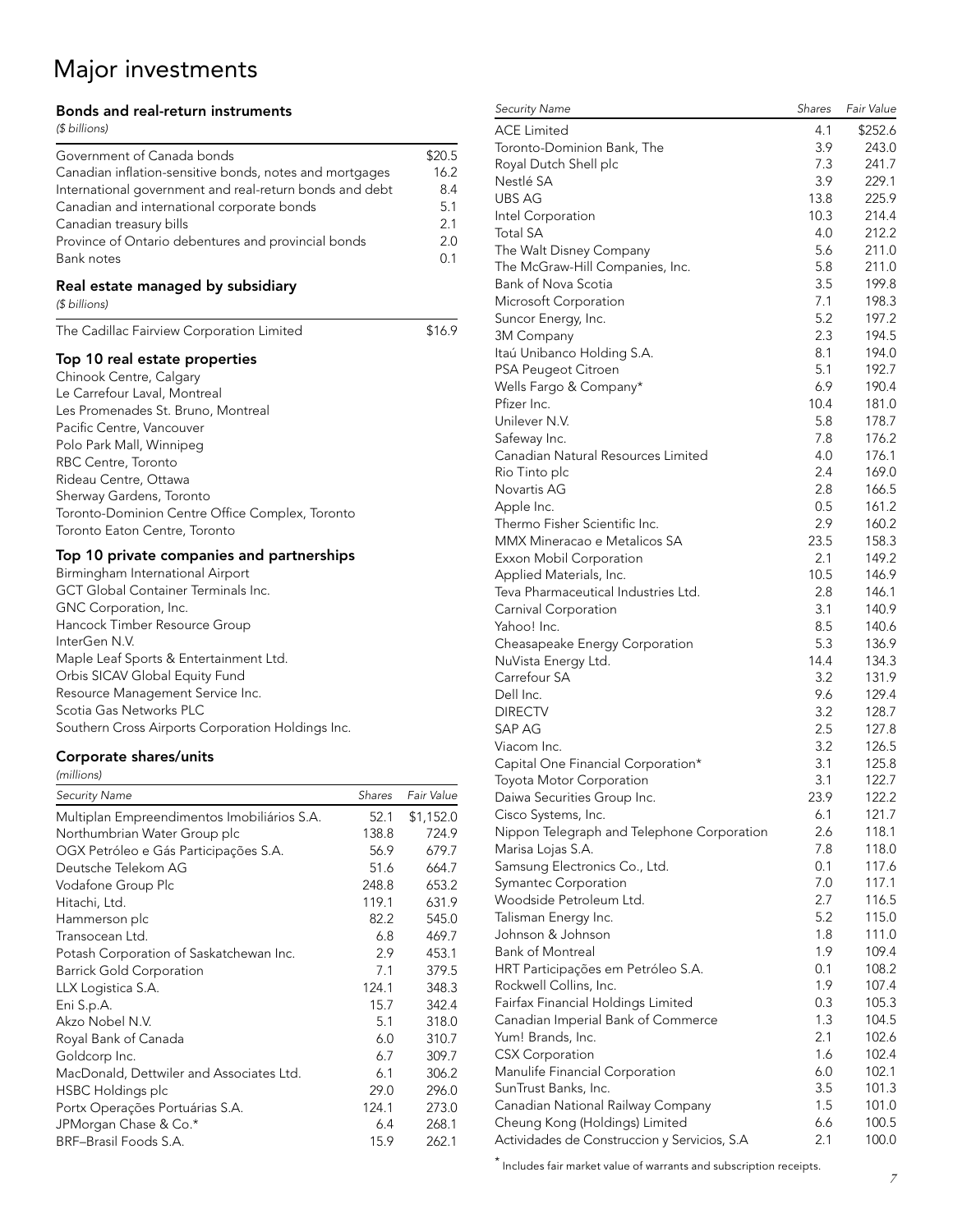# Major investments

## Bonds and real-return instruments

*($ billions)*

| | |
|---|---|
| Government of Canada bonds | $20.5 |
| Canadian inflation-sensitive bonds, notes and mortgages | 16.2 |
| International government and real-return bonds and debt | 8.4 |
| Canadian and international corporate bonds | 5.1 |
| Canadian treasury bills | 2.1 |
| Province of Ontario debentures and provincial bonds | 2.0 |
| Bank notes | 0.1 |

## Real estate managed by subsidiary

*($ billions)*

| | |
|---|---|
| The Cadillac Fairview Corporation Limited | $16.9 |

## Top 10 real estate properties

Chinook Centre, Calgary
Le Carrefour Laval, Montreal
Les Promenades St. Bruno, Montreal
Pacific Centre, Vancouver
Polo Park Mall, Winnipeg
RBC Centre, Toronto
Rideau Centre, Ottawa
Sherway Gardens, Toronto
Toronto-Dominion Centre Office Complex, Toronto
Toronto Eaton Centre, Toronto

## Top 10 private companies and partnerships

Birmingham International Airport
GCT Global Container Terminals Inc.
GNC Corporation, Inc.
Hancock Timber Resource Group
InterGen N.V.
Maple Leaf Sports & Entertainment Ltd.
Orbis SICAV Global Equity Fund
Resource Management Service Inc.
Scotia Gas Networks PLC
Southern Cross Airports Corporation Holdings Inc.

## Corporate shares/units

*(millions)*

| *Security Name* | *Shares* | *Fair Value* |
|---|---|---|
| Multiplan Empreendimentos Imobiliários S.A. | 52.1 | $1,152.0 |
| Northumbrian Water Group plc | 138.8 | 724.9 |
| OGX Petróleo e Gás Participações S.A. | 56.9 | 679.7 |
| Deutsche Telekom AG | 51.6 | 664.7 |
| Vodafone Group Plc | 248.8 | 653.2 |
| Hitachi, Ltd. | 119.1 | 631.9 |
| Hammerson plc | 82.2 | 545.0 |
| Transocean Ltd. | 6.8 | 469.7 |
| Potash Corporation of Saskatchewan Inc. | 2.9 | 453.1 |
| Barrick Gold Corporation | 7.1 | 379.5 |
| LLX Logistica S.A. | 124.1 | 348.3 |
| Eni S.p.A. | 15.7 | 342.4 |
| Akzo Nobel N.V. | 5.1 | 318.0 |
| Royal Bank of Canada | 6.0 | 310.7 |
| Goldcorp Inc. | 6.7 | 309.7 |
| MacDonald, Dettwiler and Associates Ltd. | 6.1 | 306.2 |
| HSBC Holdings plc | 29.0 | 296.0 |
| Portx Operações Portuárias S.A. | 124.1 | 273.0 |
| JPMorgan Chase & Co.* | 6.4 | 268.1 |
| BRF–Brasil Foods S.A. | 15.9 | 262.1 |
| ACE Limited | 4.1 | $252.6 |
| Toronto-Dominion Bank, The | 3.9 | 243.0 |
| Royal Dutch Shell plc | 7.3 | 241.7 |
| Nestlé SA | 3.9 | 229.1 |
| UBS AG | 13.8 | 225.9 |
| Intel Corporation | 10.3 | 214.4 |
| Total SA | 4.0 | 212.2 |
| The Walt Disney Company | 5.6 | 211.0 |
| The McGraw-Hill Companies, Inc. | 5.8 | 211.0 |
| Bank of Nova Scotia | 3.5 | 199.8 |
| Microsoft Corporation | 7.1 | 198.3 |
| Suncor Energy, Inc. | 5.2 | 197.2 |
| 3M Company | 2.3 | 194.5 |
| Itaú Unibanco Holding S.A. | 8.1 | 194.0 |
| PSA Peugeot Citroen | 5.1 | 192.7 |
| Wells Fargo & Company* | 6.9 | 190.4 |
| Pfizer Inc. | 10.4 | 181.0 |
| Unilever N.V. | 5.8 | 178.7 |
| Safeway Inc. | 7.8 | 176.2 |
| Canadian Natural Resources Limited | 4.0 | 176.1 |
| Rio Tinto plc | 2.4 | 169.0 |
| Novartis AG | 2.8 | 166.5 |
| Apple Inc. | 0.5 | 161.2 |
| Thermo Fisher Scientific Inc. | 2.9 | 160.2 |
| MMX Mineracao e Metalicos SA | 23.5 | 158.3 |
| Exxon Mobil Corporation | 2.1 | 149.2 |
| Applied Materials, Inc. | 10.5 | 146.9 |
| Teva Pharmaceutical Industries Ltd. | 2.8 | 146.1 |
| Carnival Corporation | 3.1 | 140.9 |
| Yahoo! Inc. | 8.5 | 140.6 |
| Cheasapeake Energy Corporation | 5.3 | 136.9 |
| NuVista Energy Ltd. | 14.4 | 134.3 |
| Carrefour SA | 3.2 | 131.9 |
| Dell Inc. | 9.6 | 129.4 |
| DIRECTV | 3.2 | 128.7 |
| SAP AG | 2.5 | 127.8 |
| Viacom Inc. | 3.2 | 126.5 |
| Capital One Financial Corporation* | 3.1 | 125.8 |
| Toyota Motor Corporation | 3.1 | 122.7 |
| Daiwa Securities Group Inc. | 23.9 | 122.2 |
| Cisco Systems, Inc. | 6.1 | 121.7 |
| Nippon Telegraph and Telephone Corporation | 2.6 | 118.1 |
| Marisa Lojas S.A. | 7.8 | 118.0 |
| Samsung Electronics Co., Ltd. | 0.1 | 117.6 |
| Symantec Corporation | 7.0 | 117.1 |
| Woodside Petroleum Ltd. | 2.7 | 116.5 |
| Talisman Energy Inc. | 5.2 | 115.0 |
| Johnson & Johnson | 1.8 | 111.0 |
| Bank of Montreal | 1.9 | 109.4 |
| HRT Participações em Petróleo S.A. | 0.1 | 108.2 |
| Rockwell Collins, Inc. | 1.9 | 107.4 |
| Fairfax Financial Holdings Limited | 0.3 | 105.3 |
| Canadian Imperial Bank of Commerce | 1.3 | 104.5 |
| Yum! Brands, Inc. | 2.1 | 102.6 |
| CSX Corporation | 1.6 | 102.4 |
| Manulife Financial Corporation | 6.0 | 102.1 |
| SunTrust Banks, Inc. | 3.5 | 101.3 |
| Canadian National Railway Company | 1.5 | 101.0 |
| Cheung Kong (Holdings) Limited | 6.6 | 100.5 |
| Actividades de Construccion y Servicios, S.A | 2.1 | 100.0 |

\* Includes fair market value of warrants and subscription receipts.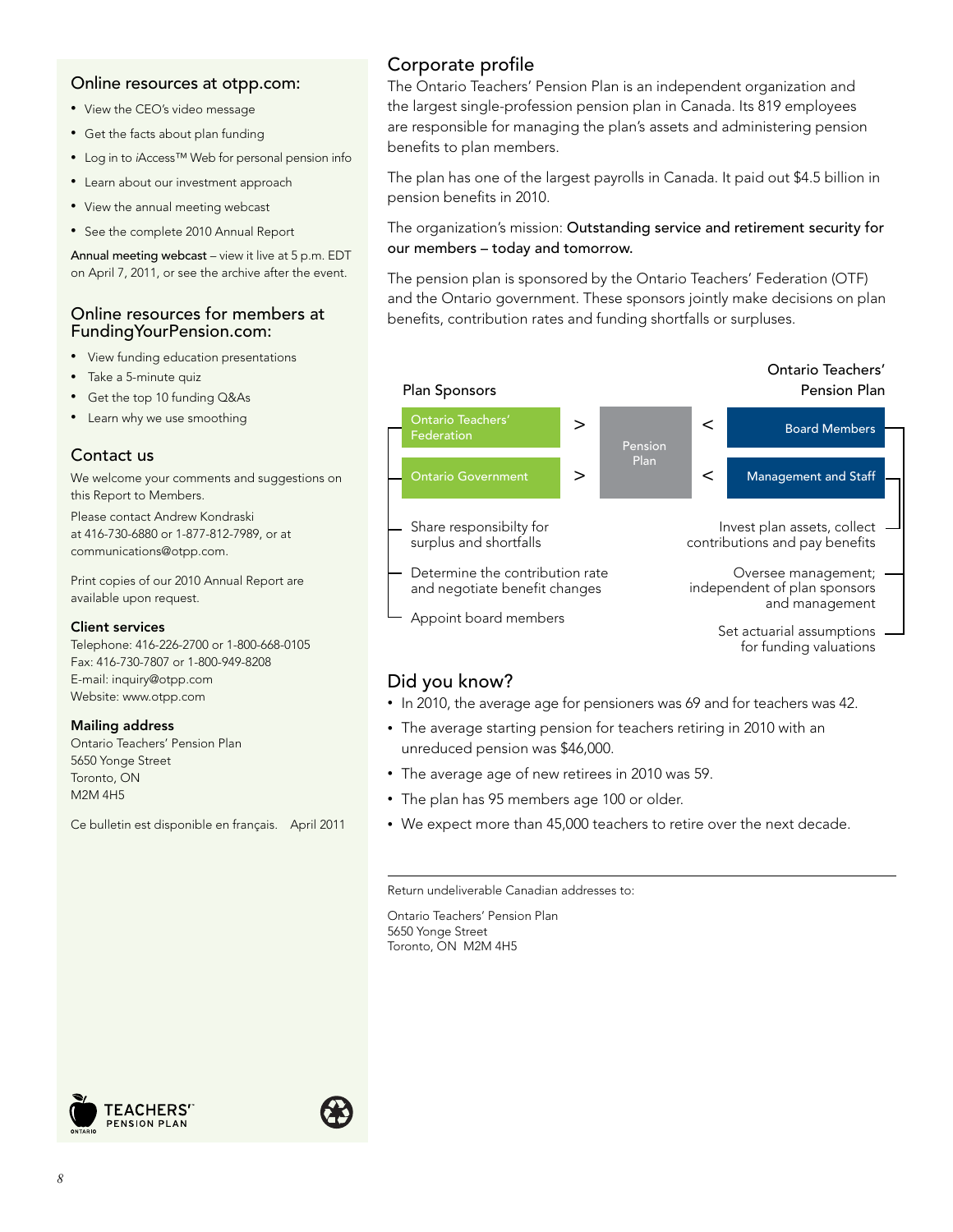## Online resources at otpp.com:

- View the CEO's video message
- Get the facts about plan funding
- Log in to iAccess™ Web for personal pension info
- Learn about our investment approach
- View the annual meeting webcast
- See the complete 2010 Annual Report

**Annual meeting webcast** – view it live at 5 p.m. EDT on April 7, 2011, or see the archive after the event.

## Online resources for members at FundingYourPension.com:

- View funding education presentations
- Take a 5-minute quiz
- Get the top 10 funding Q&As
- Learn why we use smoothing

## Contact us

We welcome your comments and suggestions on this Report to Members.

Please contact Andrew Kondraski at 416-730-6880 or 1-877-812-7989, or at communications@otpp.com.

Print copies of our 2010 Annual Report are available upon request.

**Client services**
Telephone: 416-226-2700 or 1-800-668-0105
Fax: 416-730-7807 or 1-800-949-8208
E-mail: inquiry@otpp.com
Website: www.otpp.com

**Mailing address**
Ontario Teachers' Pension Plan
5650 Yonge Street
Toronto, ON
M2M 4H5

Ce bulletin est disponible en français. April 2011

## Corporate profile

The Ontario Teachers' Pension Plan is an independent organization and the largest single-profession pension plan in Canada. Its 819 employees are responsible for managing the plan's assets and administering pension benefits to plan members.

The plan has one of the largest payrolls in Canada. It paid out $4.5 billion in pension benefits in 2010.

The organization's mission: **Outstanding service and retirement security for our members – today and tomorrow.**

The pension plan is sponsored by the Ontario Teachers' Federation (OTF) and the Ontario government. These sponsors jointly make decisions on plan benefits, contribution rates and funding shortfalls or surpluses.

Plan Sponsors
Ontario Teachers' Federation >
Ontario Government >
Pension Plan
< Board Members
< Management and Staff
Ontario Teachers' Pension Plan

Share responsibilty for surplus and shortfalls
Determine the contribution rate and negotiate benefit changes
Appoint board members

Invest plan assets, collect contributions and pay benefits
Oversee management; independent of plan sponsors and management
Set actuarial assumptions for funding valuations

## Did you know?

- In 2010, the average age for pensioners was 69 and for teachers was 42.
- The average starting pension for teachers retiring in 2010 with an unreduced pension was $46,000.
- The average age of new retirees in 2010 was 59.
- The plan has 95 members age 100 or older.
- We expect more than 45,000 teachers to retire over the next decade.

Return undeliverable Canadian addresses to:

Ontario Teachers' Pension Plan
5650 Yonge Street
Toronto, ON M2M 4H5

ONTARIO TEACHERS' PENSION PLAN